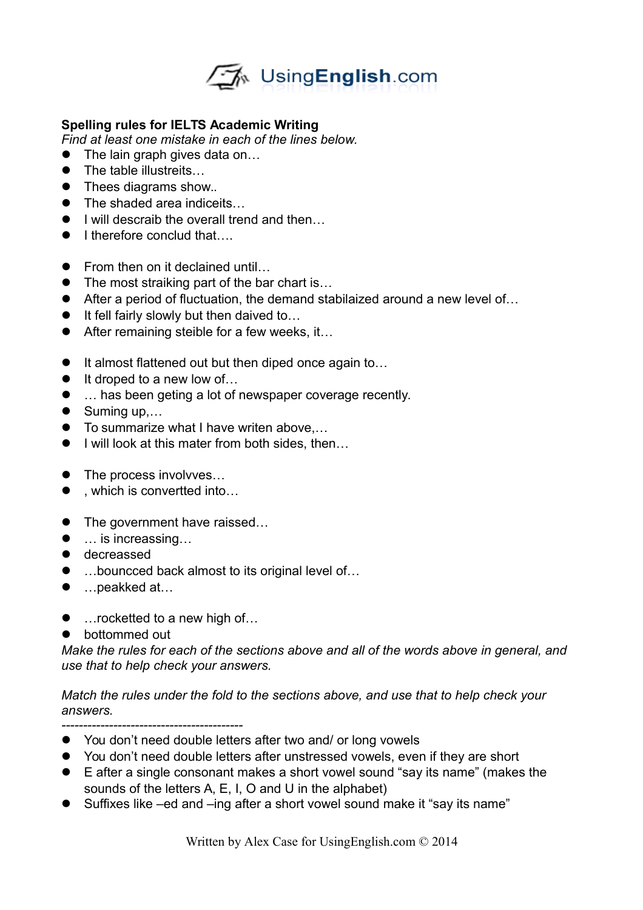UsingEnglish.com

**Spelling rules for IELTS Academic Writing**

*Find at least one mistake in each of the lines below.*

- The lain graph gives data on…
- The table illustreits…
- Thees diagrams show..
- The shaded area indiceits…
- I will descraib the overall trend and then…
- I therefore conclud that….

- From then on it declained until…
- The most straiking part of the bar chart is…
- After a period of fluctuation, the demand stabilaized around a new level of…
- It fell fairly slowly but then daived to…
- After remaining steible for a few weeks, it…

- It almost flattened out but then diped once again to…
- It droped to a new low of…
- … has been geting a lot of newspaper coverage recently.
- Suming up,…
- To summarize what I have writen above,…
- I will look at this mater from both sides, then…

- The process involvves…
- , which is converted into…

- The government have raissed…
- … is increassing…
- decreassed
- …bouncced back almost to its original level of…
- …peakked at…

- …rocketted to a new high of…
- bottommed out

*Make the rules for each of the sections above and all of the words above in general, and use that to help check your answers.*

*Match the rules under the fold to the sections above, and use that to help check your answers.*

------------------------------------------

- You don't need double letters after two and/ or long vowels
- You don't need double letters after unstressed vowels, even if they are short
- E after a single consonant makes a short vowel sound "say its name" (makes the sounds of the letters A, E, I, O and U in the alphabet)
- Suffixes like –ed and –ing after a short vowel sound make it "say its name"

Written by Alex Case for UsingEnglish.com © 2014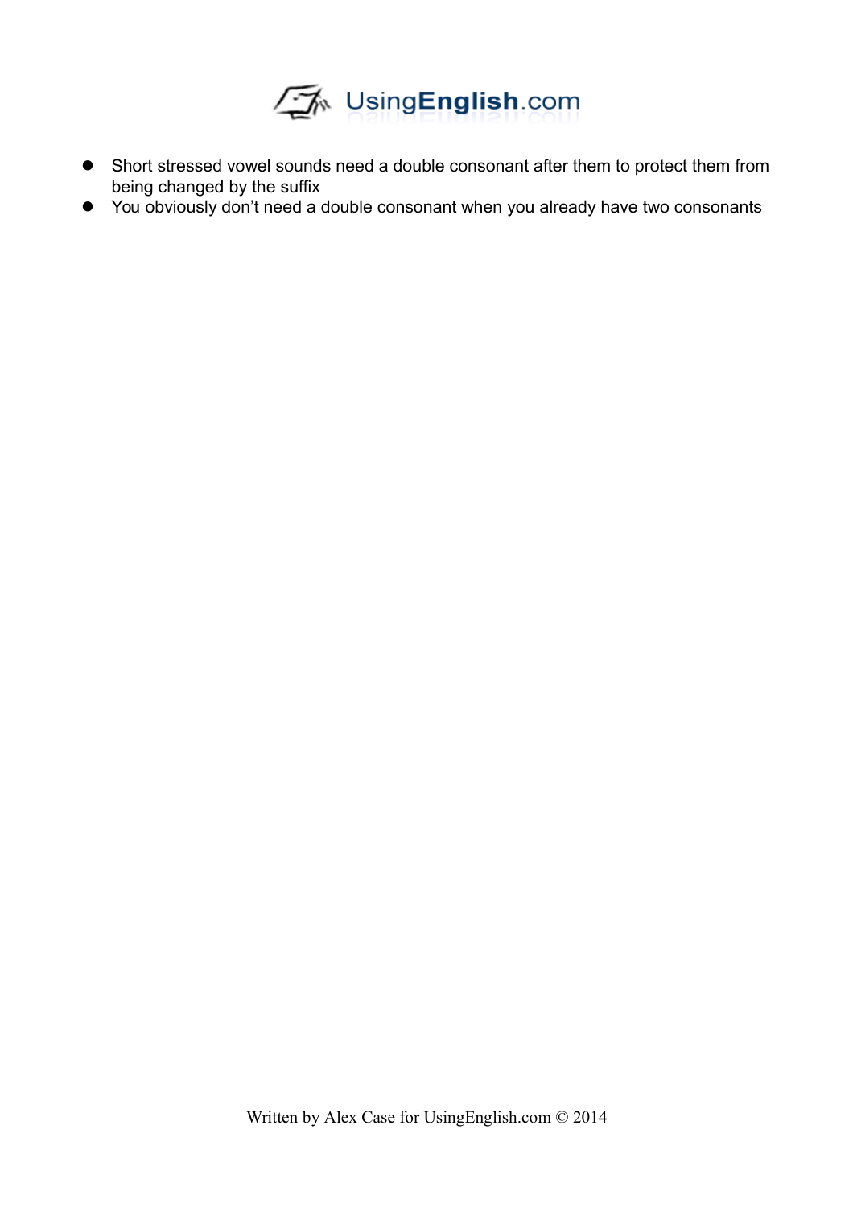- Short stressed vowel sounds need a double consonant after them to protect them from being changed by the suffix
- You obviously don't need a double consonant when you already have two consonants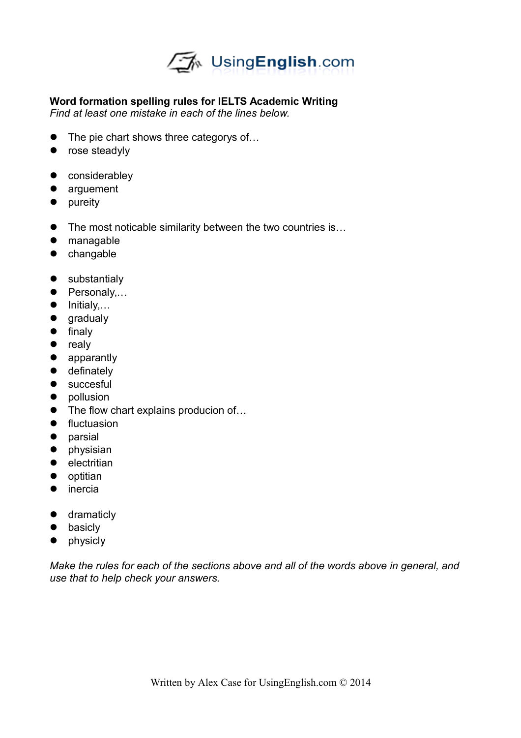**Word formation spelling rules for IELTS Academic Writing**
*Find at least one mistake in each of the lines below.*

- The pie chart shows three categorys of…
- rose steadyly

- considerabley
- arguement
- pureity

- The most noticable similarity between the two countries is…
- managable
- changable

- substantialy
- Personaly,…
- Initialy,…
- gradualy
- finaly
- realy
- apparantly
- definately
- succesful
- pollusion
- The flow chart explains producion of…
- fluctuasion
- parsial
- physisian
- electritian
- optitian
- inercia

- dramaticly
- basicly
- physicly

*Make the rules for each of the sections above and all of the words above in general, and use that to help check your answers.*

Written by Alex Case for UsingEnglish.com © 2014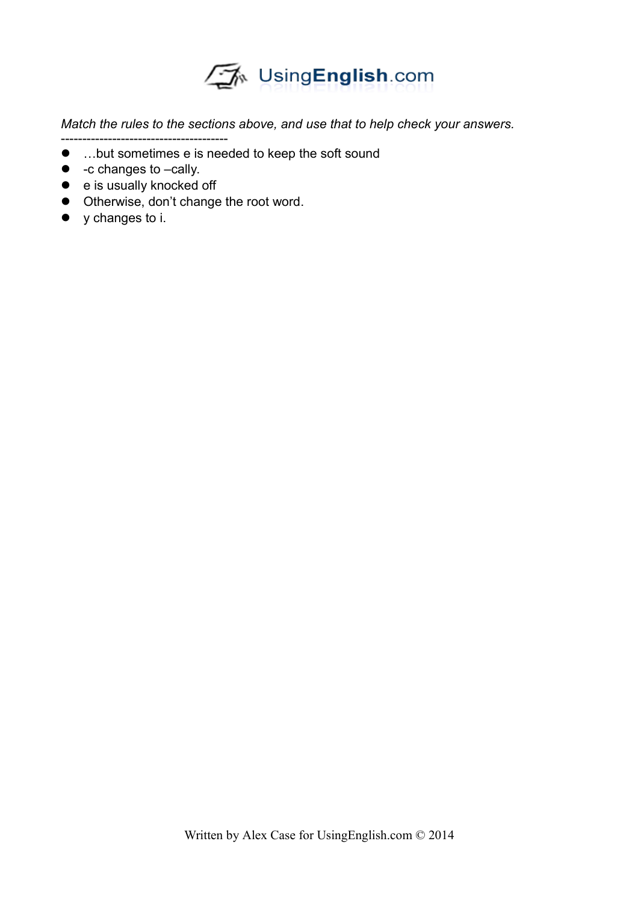*Match the rules to the sections above, and use that to help check your answers.*

---------------------------------------

- …but sometimes e is needed to keep the soft sound
- -c changes to –cally.
- e is usually knocked off
- Otherwise, don't change the root word.
- y changes to i.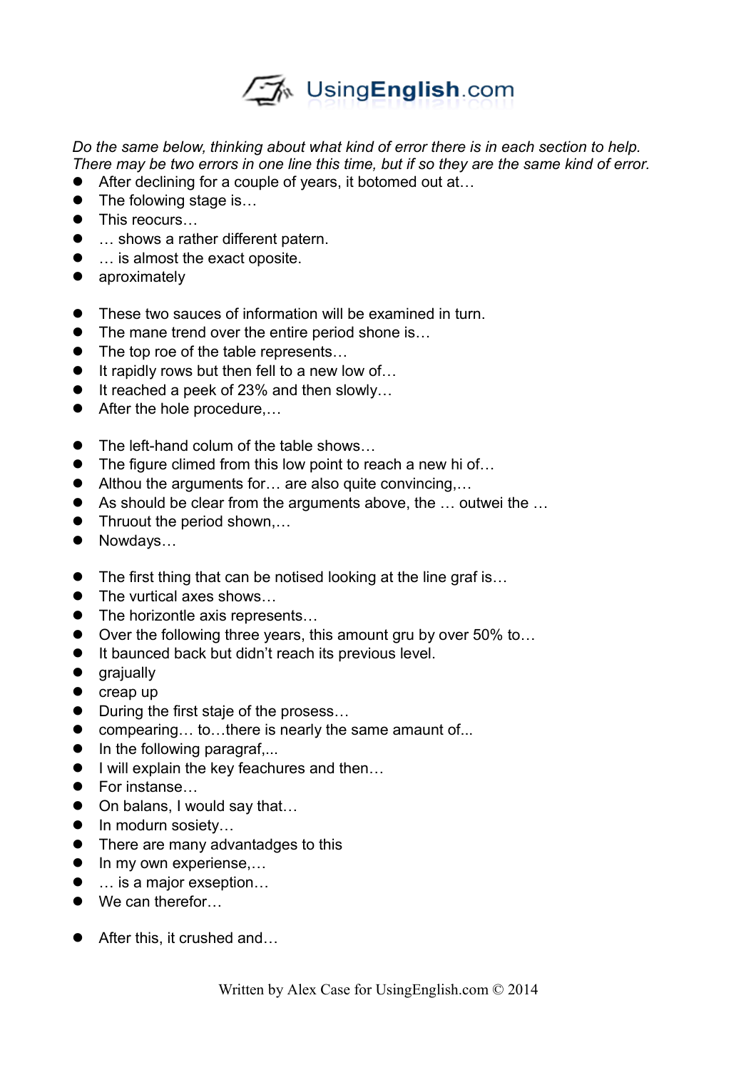*Do the same below, thinking about what kind of error there is in each section to help. There may be two errors in one line this time, but if so they are the same kind of error.*

- After declining for a couple of years, it botomed out at…
- The folowing stage is…
- This reocurs…
- … shows a rather different patern.
- … is almost the exact oposite.
- aproximately

- These two sauces of information will be examined in turn.
- The mane trend over the entire period shone is…
- The top roe of the table represents…
- It rapidly rows but then fell to a new low of…
- It reached a peek of 23% and then slowly…
- After the hole procedure,…

- The left-hand colum of the table shows…
- The figure climed from this low point to reach a new hi of…
- Althou the arguments for… are also quite convincing,…
- As should be clear from the arguments above, the … outwei the …
- Thruout the period shown,…
- Nowdays…

- The first thing that can be notised looking at the line graf is…
- The vurtical axes shows…
- The horizontle axis represents…
- Over the following three years, this amount gru by over 50% to…
- It baunced back but didn't reach its previous level.
- grajually
- creap up
- During the first staje of the prosess…
- compearing… to…there is nearly the same amaunt of...
- In the following paragraf,...
- I will explain the key feachures and then…
- For instanse…
- On balans, I would say that…
- In modurn sosiety…
- There are many advantadges to this
- In my own experiense,…
- … is a major exseption…
- We can therefor…

- After this, it crushed and…

Written by Alex Case for UsingEnglish.com © 2014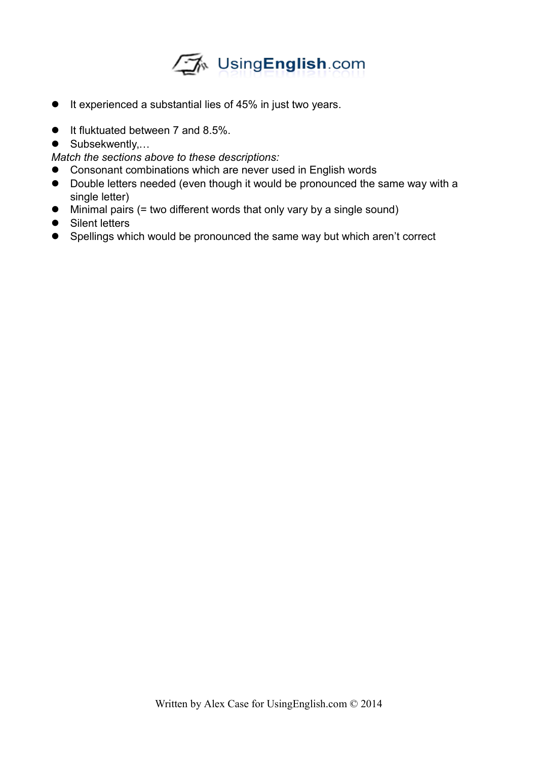- It experienced a substantial lies of 45% in just two years.

- It fluktuated between 7 and 8.5%.
- Subsekwently,…

*Match the sections above to these descriptions:*

- Consonant combinations which are never used in English words
- Double letters needed (even though it would be pronounced the same way with a single letter)
- Minimal pairs (= two different words that only vary by a single sound)
- Silent letters
- Spellings which would be pronounced the same way but which aren't correct